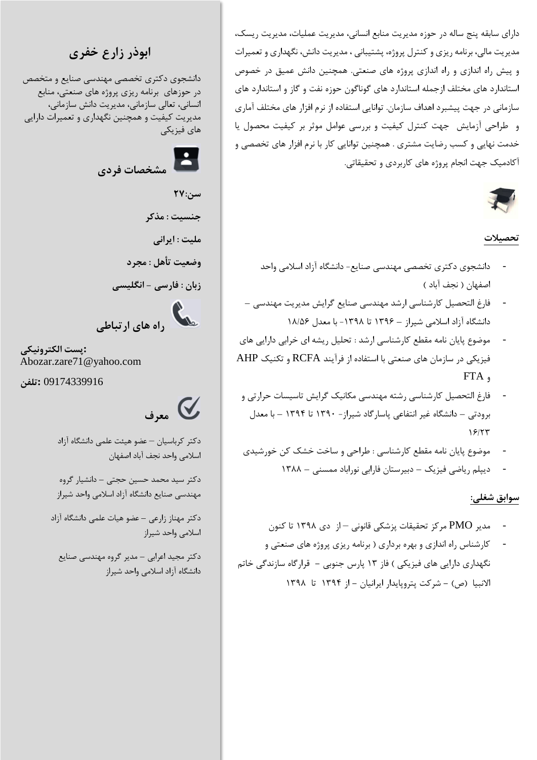# ابوذر زارع خفری

دانشجوی دکتری تخصصی مهندسی صنایع و متخصص در حوزهای برنامه ریزی پروژه های صنعتی، منابع انسانی، تعالی سازمانی، مدیریت دانش سازمانی، مدیریت کیفیت و همچنین نگهداری و تعمیرات دارایی های فیزیکی

## مشخصات فردی

**سن:۲۷**

**جنسیت : مذکر**

**ملیت : ایرانی**

**وضعیت تأهل : مجرد**

**زبان : فارسی - انگلیسی**

## راه های ارتباطی

**پست الکترونیکی:**
Abozar.zare71@yahoo.com

**تلفن:** 09174339916

## معرف

دکتر کرباسیان – عضو هیئت علمی دانشگاه آزاد اسلامی واحد نجف آباد اصفهان

دکتر سید محمد حسین حجتی – دانشیار گروه مهندسی صنایع دانشگاه آزاد اسلامی واحد شیراز

دکتر مهناز زارعی – عضو هیات علمی دانشگاه آزاد اسلامی واحد شیراز

دکتر مجید اعرابی – مدیر گروه مهندسی صنایع دانشگاه آزاد اسلامی واحد شیراز

---

دارای سابقه پنج ساله در حوزه مدیریت منابع انسانی، مدیریت عملیات، مدیریت ریسک، مدیریت مالی، برنامه ریزی و کنترل پروژه، پشتیبانی ، مدیریت دانش، نگهداری و تعمیرات و پیش راه اندازی و راه اندازی پروژه های صنعتی. همچنین دانش عمیق در خصوص استاندارد های مختلف ازجمله استاندارد های گوناگون حوزه نفت و گاز و استاندارد های سازمانی در جهت پیشبرد اهداف سازمان. توانایی استفاده از نرم افزار های مختلف آماری و طراحی آزمایش جهت کنترل کیفیت و بررسی عوامل موثر بر کیفیت محصول یا خدمت نهایی و کسب رضایت مشتری . همچنین توانایی کار با نرم افزار های تخصصی و آکادمیک جهت انجام پروژه های کاربردی و تحقیقاتی.

## تحصیلات

- دانشجوی دکتری تخصصی مهندسی صنایع- دانشگاه آزاد اسلامی واحد اصفهان ( نجف آباد )
- فارغ التحصیل کارشناسی ارشد مهندسی صنایع گرایش مدیریت مهندسی – دانشگاه آزاد اسلامی شیراز – ۱۳۹۶ تا ۱۳۹۸- با معدل ۱۸/۵۶
- موضوع پایان نامه مقطع کارشناسی ارشد : تحلیل ریشه ای خرابی دارایی های فیزیکی در سازمان های صنعتی با استفاده از فرآیند RCFA و تکنیک AHP و FTA
- فارغ التحصیل کارشناسی رشته مهندسی مکانیک گرایش تاسیسات حرارتی و برودتی – دانشگاه غیر انتفاعی پاسارگاد شیراز- ۱۳۹۰ تا ۱۳۹۴ – با معدل ۱۶/۲۳
- موضوع پایان نامه مقطع کارشناسی : طراحی و ساخت خشک کن خورشیدی
- دیپلم ریاضی فیزیک – دبیرستان فارابی نوراباد ممسنی – ۱۳۸۸

## سوابق شغلی:

- مدیر PMO مرکز تحقیقات پزشکی قانونی – از دی ۱۳۹۸ تا کنون
- کارشناس راه اندازی و بهره برداری ( برنامه ریزی پروژه های صنعتی و نگهداری دارایی های فیزیکی ) فاز ۱۳ پارس جنوبی - قرارگاه سازندگی خاتم الانبیا (ص) – شرکت پتروپایدار ایرانیان – از ۱۳۹۴ تا ۱۳۹۸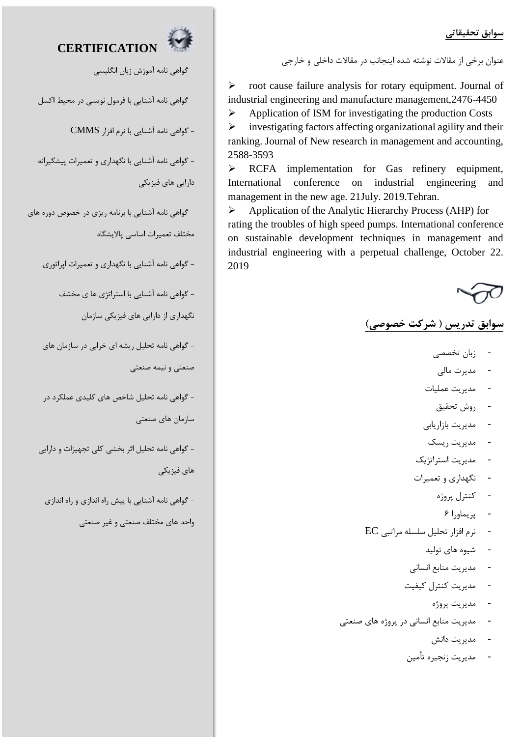## سوابق تحقیقاتی

عنوان برخی از مقالات نوشته شده اینجانب در مقالات داخلی و خارجی

- root cause failure analysis for rotary equipment. Journal of industrial engineering and manufacture management,2476-4450
- Application of ISM for investigating the production Costs
- investigating factors affecting organizational agility and their ranking. Journal of New research in management and accounting, 2588-3593
- RCFA implementation for Gas refinery equipment, International conference on industrial engineering and management in the new age. 21July. 2019.Tehran.
- Application of the Analytic Hierarchy Process (AHP) for rating the troubles of high speed pumps. International conference on sustainable development techniques in management and industrial engineering with a perpetual challenge, October 22. 2019

## سوابق تدریس ( شرکت خصوصی)

- زبان تخصصی
- مدیرت مالی
- مدیرت عملیات
- روش تحقیق
- مدیرت بازاریابی
- مدیرت ریسک
- مدیرت استراتژیک
- نگهداری و تعمیرات
- کنترل پروژه
- پریماورا ۶
- نرم افزار تحلیل سلسله مراتبی EC
- شیوه های تولید
- مدیرت منابع انسانی
- مدیرت کنترل کیفیت
- مدیرت پروژه
- مدیرت منابع انسانی در پروژه های صنعتی
- مدیرت دانش
- مدیرت زنجیره تأمین

## CERTIFICATION

- گواهی نامه آموزش زبان انگلیسی
- گواهی نامه آشنایی با فرمول نویسی در محیط اکسل
- گواهی نامه آشنایی با نرم افزار CMMS
- گواهی نامه آشنایی با نگهداری و تعمیرات پیشگیرانه دارایی های فیزیکی
- گواهی نامه آشنایی با برنامه ریزی در خصوص دوره های مختلف تعمیرات اساسی پالایشگاه
- گواهی نامه آشنایی با نگهداری و تعمیرات اپراتوری
- گواهی نامه آشنایی با استراتژی ها ی مختلف نگهداری از دارایی های فیزیکی سازمان
- گواهی نامه تحلیل ریشه ای خرابی در سازمان های صنعتی و نیمه صنعتی
- گواهی نامه تحلیل شاخص های کلیدی عملکرد در سازمان های صنعتی
- گواهی نامه تحلیل اثر بخشی کلی تجهیزات و دارایی های فیزیکی
- گواهی نامه آشنایی با پیش راه اندازی و راه اندازی واحد های مختلف صنعتی و غیر صنعتی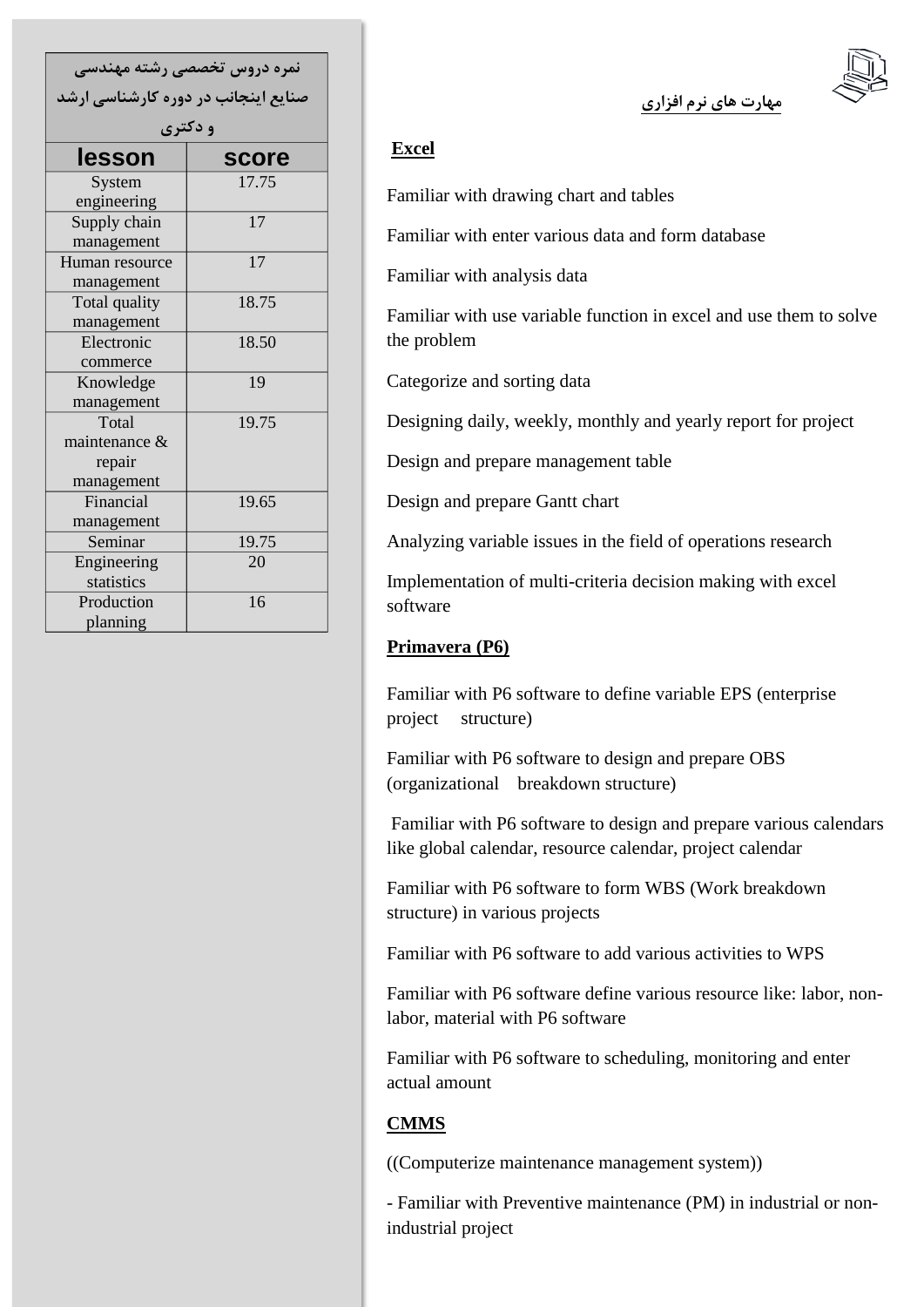| نمره دروس تخصصی رشته مهندسی صنایع اینجانب در دوره کارشناسی ارشد و دکتری | |
|---|---|
| **lesson** | **score** |
| System engineering | 17.75 |
| Supply chain management | 17 |
| Human resource management | 17 |
| Total quality management | 18.75 |
| Electronic commerce | 18.50 |
| Knowledge management | 19 |
| Total maintenance & repair management | 19.75 |
| Financial management | 19.65 |
| Seminar | 19.75 |
| Engineering statistics | 20 |
| Production planning | 16 |

## مهارت های نرم افزاری

**Excel**

Familiar with drawing chart and tables

Familiar with enter various data and form database

Familiar with analysis data

Familiar with use variable function in excel and use them to solve the problem

Categorize and sorting data

Designing daily, weekly, monthly and yearly report for project

Design and prepare management table

Design and prepare Gantt chart

Analyzing variable issues in the field of operations research

Implementation of multi-criteria decision making with excel software

**Primavera (P6)**

Familiar with P6 software to define variable EPS (enterprise project structure)

Familiar with P6 software to design and prepare OBS (organizational breakdown structure)

Familiar with P6 software to design and prepare various calendars like global calendar, resource calendar, project calendar

Familiar with P6 software to form WBS (Work breakdown structure) in various projects

Familiar with P6 software to add various activities to WPS

Familiar with P6 software define various resource like: labor, non-labor, material with P6 software

Familiar with P6 software to scheduling, monitoring and enter actual amount

**CMMS**

((Computerize maintenance management system))

- Familiar with Preventive maintenance (PM) in industrial or non-industrial project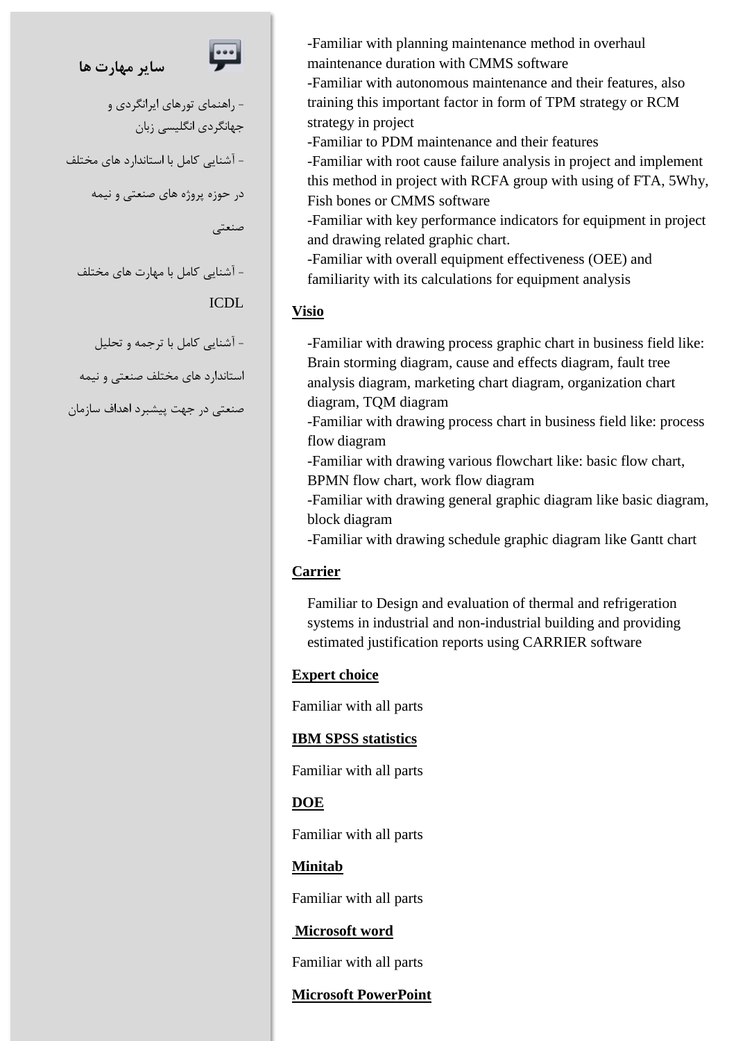## سایر مهارت ها

- راهنمای تورهای ایرانگردی و جهانگردی انگلیسی زبان

- آشنایی کامل با استاندارد های مختلف در حوزه پروژه های صنعتی و نیمه صنعتی

- آشنایی کامل با مهارت های مختلف ICDL

- آشنایی کامل با ترجمه و تحلیل استاندارد های مختلف صنعتی و نیمه صنعتی در جهت پیشبرد اهداف سازمان

-Familiar with planning maintenance method in overhaul maintenance duration with CMMS software
-Familiar with autonomous maintenance and their features, also training this important factor in form of TPM strategy or RCM strategy in project
-Familiar to PDM maintenance and their features
-Familiar with root cause failure analysis in project and implement this method in project with RCFA group with using of FTA, 5Why, Fish bones or CMMS software
-Familiar with key performance indicators for equipment in project and drawing related graphic chart.
-Familiar with overall equipment effectiveness (OEE) and familiarity with its calculations for equipment analysis

**Visio**

-Familiar with drawing process graphic chart in business field like: Brain storming diagram, cause and effects diagram, fault tree analysis diagram, marketing chart diagram, organization chart diagram, TQM diagram
-Familiar with drawing process chart in business field like: process flow diagram
-Familiar with drawing various flowchart like: basic flow chart, BPMN flow chart, work flow diagram
-Familiar with drawing general graphic diagram like basic diagram, block diagram
-Familiar with drawing schedule graphic diagram like Gantt chart

**Carrier**

Familiar to Design and evaluation of thermal and refrigeration systems in industrial and non-industrial building and providing estimated justification reports using CARRIER software

**Expert choice**

Familiar with all parts

**IBM SPSS statistics**

Familiar with all parts

**DOE**

Familiar with all parts

**Minitab**

Familiar with all parts

**Microsoft word**

Familiar with all parts

**Microsoft PowerPoint**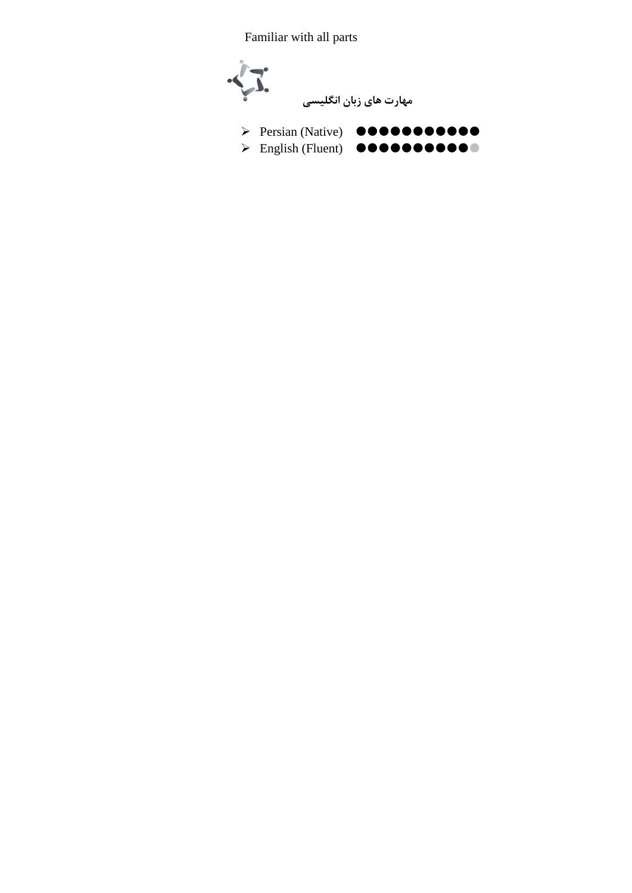Familiar with all parts

**مهارت های زبان انگلیسی**

- Persian (Native) ●●●●●●●●●●●
- English (Fluent) ●●●●●●●●●●●